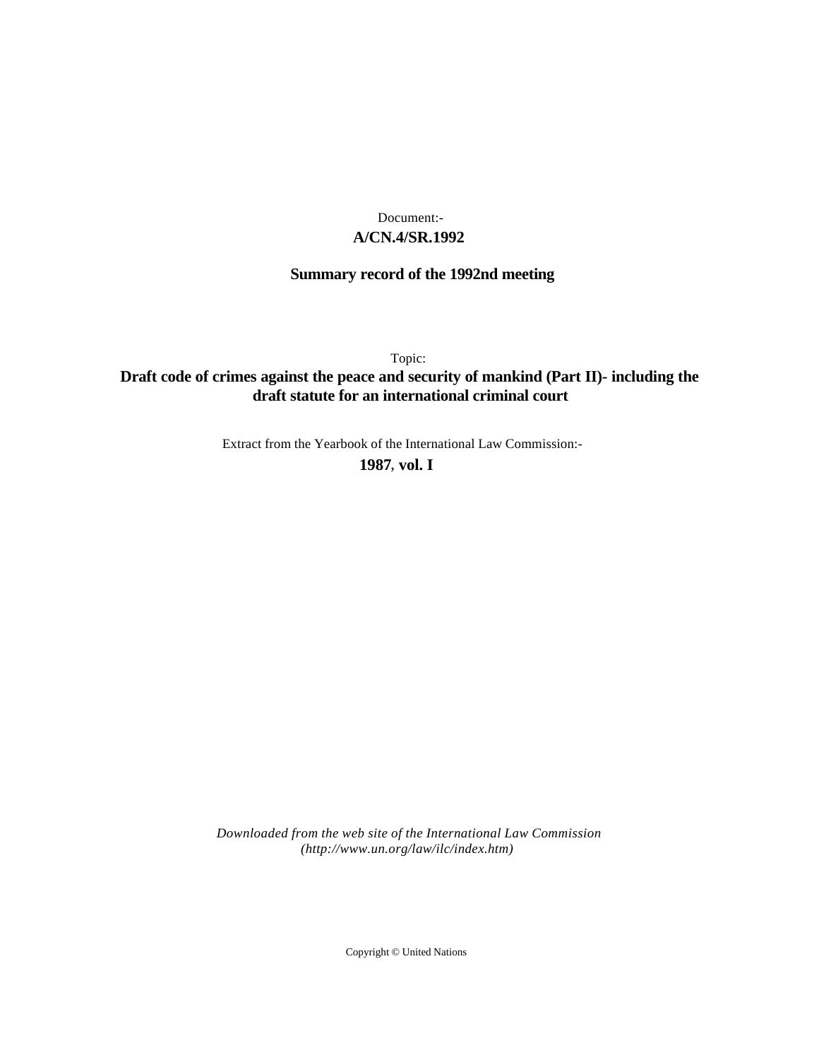Document:-

**A/CN.4/SR.1992**

**Summary record of the 1992nd meeting**

Topic:

**Draft code of crimes against the peace and security of mankind (Part II)- including the draft statute for an international criminal court**

Extract from the Yearbook of the International Law Commission:-

**1987, vol. I**

*Downloaded from the web site of the International Law Commission (http://www.un.org/law/ilc/index.htm)*

Copyright © United Nations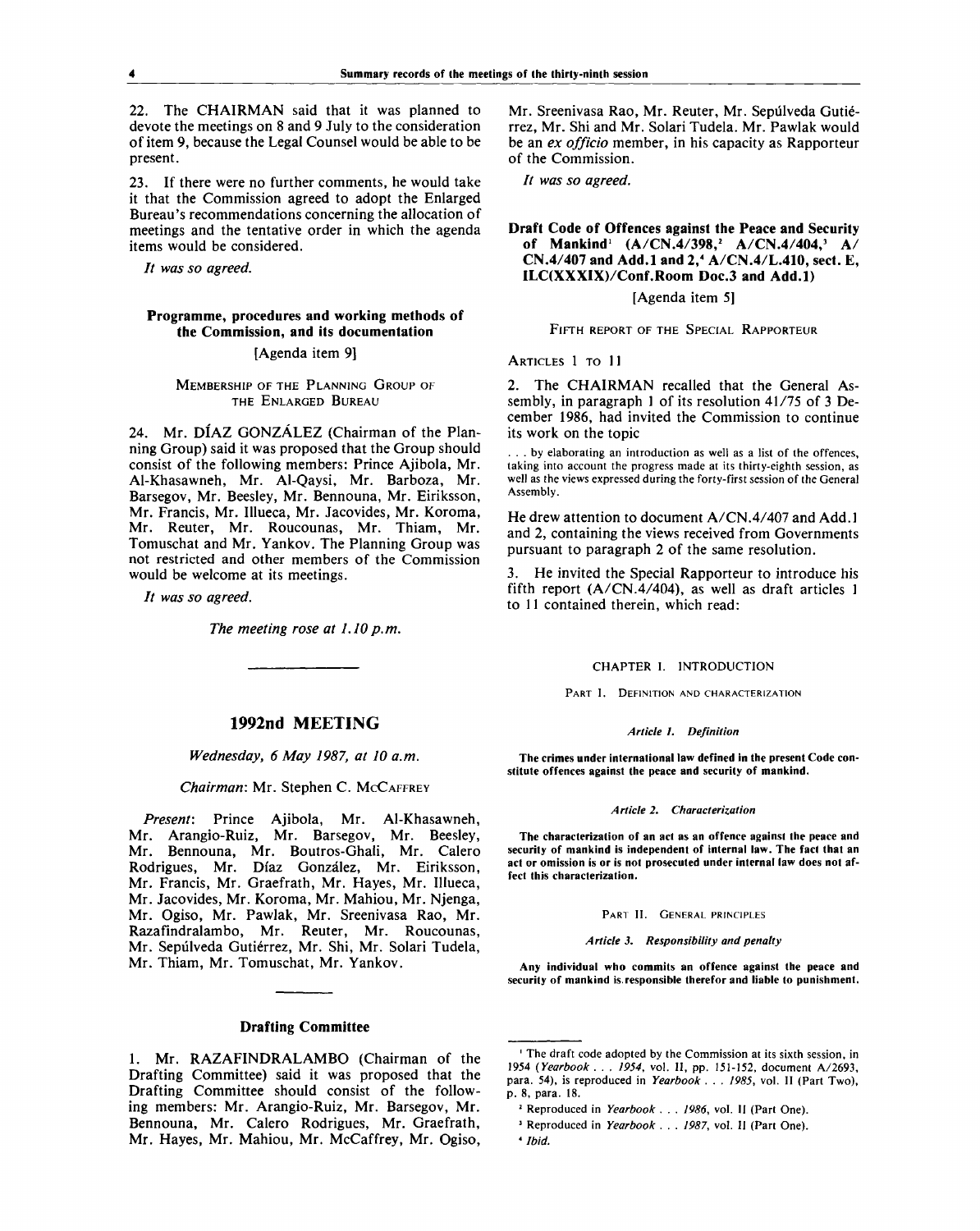22. The CHAIRMAN said that it was planned to devote the meetings on 8 and 9 July to the consideration of item 9, because the Legal Counsel would be able to be present.

23. If there were no further comments, he would take it that the Commission agreed to adopt the Enlarged Bureau's recommendations concerning the allocation of meetings and the tentative order in which the agenda items would be considered.

*It was so agreed.*

### Programme, procedures and working methods of the Commission, and its documentation

[Agenda item 9]

MEMBERSHIP OF THE PLANNING GROUP OF THE ENLARGED BUREAU

24. Mr. DÍAZ GONZÁLEZ (Chairman of the Planning Group) said it was proposed that the Group should consist of the following members: Prince Ajibola, Mr. Al-Khasawneh, Mr. Al-Qaysi, Mr. Barboza, Mr. Barsegov, Mr. Beesley, Mr. Bennouna, Mr. Eiriksson, Mr. Francis, Mr. Illueca, Mr. Jacovides, Mr. Koroma, Mr. Reuter, Mr. Roucounas, Mr. Thiam, Mr. Tomuschat and Mr. Yankov. The Planning Group was not restricted and other members of the Commission would be welcome at its meetings.

*It was so agreed.*

*The meeting rose at 1.10 p.m.*

---

## 1992nd MEETING

*Wednesday, 6 May 1987, at 10 a.m.*

*Chairman*: Mr. Stephen C. McCAFFREY

*Present*: Prince Ajibola, Mr. Al-Khasawneh, Mr. Arangio-Ruiz, Mr. Barsegov, Mr. Beesley, Mr. Bennouna, Mr. Boutros-Ghali, Mr. Calero Rodrigues, Mr. Díaz González, Mr. Eiriksson, Mr. Francis, Mr. Graefrath, Mr. Hayes, Mr. Illueca, Mr. Jacovides, Mr. Koroma, Mr. Mahiou, Mr. Njenga, Mr. Ogiso, Mr. Pawlak, Mr. Sreenivasa Rao, Mr. Razafindralambo, Mr. Reuter, Mr. Roucounas, Mr. Sepúlveda Gutiérrez, Mr. Shi, Mr. Solari Tudela, Mr. Thiam, Mr. Tomuschat, Mr. Yankov.

---

### Drafting Committee

1. Mr. RAZAFINDRALAMBO (Chairman of the Drafting Committee) said it was proposed that the Drafting Committee should consist of the following members: Mr. Arangio-Ruiz, Mr. Barsegov, Mr. Bennouna, Mr. Calero Rodrigues, Mr. Graefrath, Mr. Hayes, Mr. Mahiou, Mr. McCaffrey, Mr. Ogiso, Mr. Sreenivasa Rao, Mr. Reuter, Mr. Sepúlveda Gutiérrez, Mr. Shi and Mr. Solari Tudela. Mr. Pawlak would be an *ex officio* member, in his capacity as Rapporteur of the Commission.

*It was so agreed.*

### Draft Code of Offences against the Peace and Security of Mankind[1] (A/CN.4/398,[2] A/CN.4/404,[3] A/CN.4/407 and Add.1 and 2,[4] A/CN.4/L.410, sect. E, ILC(XXXIX)/Conf.Room Doc.3 and Add.1)

[Agenda item 5]

FIFTH REPORT OF THE SPECIAL RAPPORTEUR

ARTICLES 1 TO 11

2. The CHAIRMAN recalled that the General Assembly, in paragraph 1 of its resolution 41/75 of 3 December 1986, had invited the Commission to continue its work on the topic

> . . . by elaborating an introduction as well as a list of the offences, taking into account the progress made at its thirty-eighth session, as well as the views expressed during the forty-first session of the General Assembly.

He drew attention to document A/CN.4/407 and Add.1 and 2, containing the views received from Governments pursuant to paragraph 2 of the same resolution.

3. He invited the Special Rapporteur to introduce his fifth report (A/CN.4/404), as well as draft articles 1 to 11 contained therein, which read:

CHAPTER I. INTRODUCTION

PART I. DEFINITION AND CHARACTERIZATION

*Article 1. Definition*

**The crimes under international law defined in the present Code constitute offences against the peace and security of mankind.**

*Article 2. Characterization*

**The characterization of an act as an offence against the peace and security of mankind is independent of internal law. The fact that an act or omission is or is not prosecuted under internal law does not affect this characterization.**

PART II. GENERAL PRINCIPLES

*Article 3. Responsibility and penalty*

**Any individual who commits an offence against the peace and security of mankind is responsible therefor and liable to punishment.**

---

[1] The draft code adopted by the Commission at its sixth session, in 1954 (*Yearbook . . . 1954*, vol. II, pp. 151-152, document A/2693, para. 54), is reproduced in *Yearbook . . . 1985*, vol. II (Part Two), p. 8, para. 18.

[2] Reproduced in *Yearbook . . . 1986*, vol. II (Part One).

[3] Reproduced in *Yearbook . . . 1987*, vol. II (Part One).

[4] *Ibid.*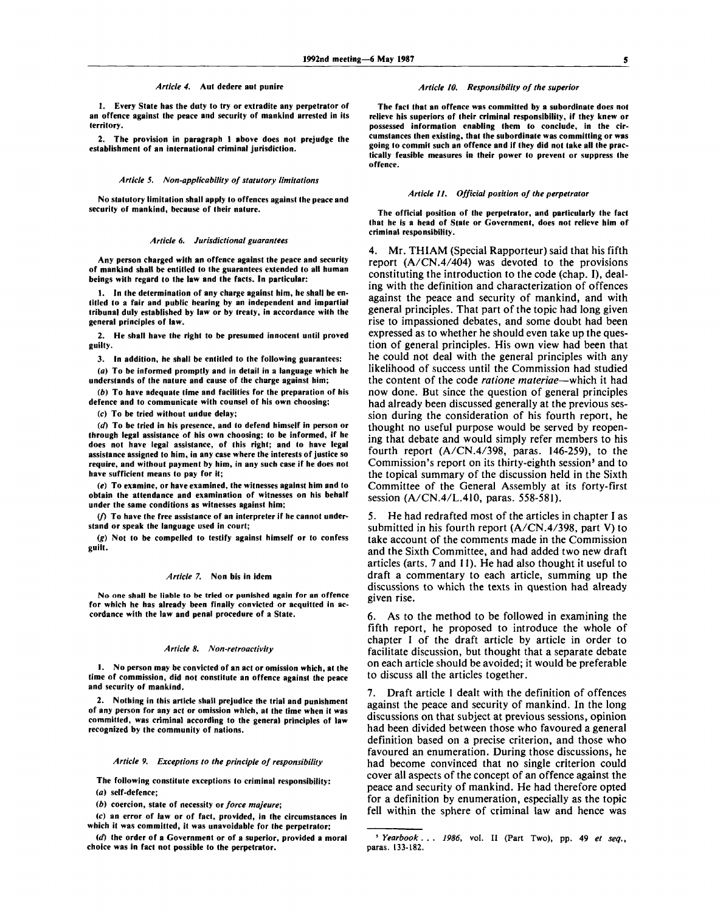*Article 4.* Aut dedere aut punire

**1. Every State has the duty to try or extradite any perpetrator of an offence against the peace and security of mankind arrested in its territory.**

**2. The provision in paragraph 1 above does not prejudge the establishment of an international criminal jurisdiction.**

*Article 5. Non-applicability of statutory limitations*

**No statutory limitation shall apply to offences against the peace and security of mankind, because of their nature.**

*Article 6. Jurisdictional guarantees*

**Any person charged with an offence against the peace and security of mankind shall be entitled to the guarantees extended to all human beings with regard to the law and the facts. In particular:**

**1. In the determination of any charge against him, he shall be entitled to a fair and public hearing by an independent and impartial tribunal duly established by law or by treaty, in accordance with the general principles of law.**

**2. He shall have the right to be presumed innocent until proved guilty.**

**3. In addition, he shall be entitled to the following guarantees:**

**(*a*) To be informed promptly and in detail in a language which he understands of the nature and cause of the charge against him;**

**(*b*) To have adequate time and facilities for the preparation of his defence and to communicate with counsel of his own choosing;**

**(*c*) To be tried without undue delay;**

**(*d*) To be tried in his presence, and to defend himself in person or through legal assistance of his own choosing; to be informed, if he does not have legal assistance, of this right; and to have legal assistance assigned to him, in any case where the interests of justice so require, and without payment by him, in any such case if he does not have sufficient means to pay for it;**

**(*e*) To examine, or have examined, the witnesses against him and to obtain the attendance and examination of witnesses on his behalf under the same conditions as witnesses against him;**

**(*f*) To have the free assistance of an interpreter if he cannot understand or speak the language used in court;**

**(*g*) Not to be compelled to testify against himself or to confess guilt.**

*Article 7.* Non bis in idem

**No one shall be liable to be tried or punished again for an offence for which he has already been finally convicted or acquitted in accordance with the law and penal procedure of a State.**

*Article 8. Non-retroactivity*

**1. No person may be convicted of an act or omission which, at the time of commission, did not constitute an offence against the peace and security of mankind.**

**2. Nothing in this article shall prejudice the trial and punishment of any person for any act or omission which, at the time when it was committed, was criminal according to the general principles of law recognized by the community of nations.**

*Article 9. Exceptions to the principle of responsibility*

**The following constitute exceptions to criminal responsibility:**

**(*a*) self-defence;**

**(*b*) coercion, state of necessity or *force majeure*;**

**(*c*) an error of law or of fact, provided, in the circumstances in which it was committed, it was unavoidable for the perpetrator;**

**(*d*) the order of a Government or of a superior, provided a moral choice was in fact not possible to the perpetrator.**

*Article 10. Responsibility of the superior*

**The fact that an offence was committed by a subordinate does not relieve his superiors of their criminal responsibility, if they knew or possessed information enabling them to conclude, in the circumstances then existing, that the subordinate was committing or was going to commit such an offence and if they did not take all the practically feasible measures in their power to prevent or suppress the offence.**

*Article 11. Official position of the perpetrator*

**The official position of the perpetrator, and particularly the fact that he is a head of State or Government, does not relieve him of criminal responsibility.**

4. Mr. THIAM (Special Rapporteur) said that his fifth report (A/CN.4/404) was devoted to the provisions constituting the introduction to the code (chap. I), dealing with the definition and characterization of offences against the peace and security of mankind, and with general principles. That part of the topic had long given rise to impassioned debates, and some doubt had been expressed as to whether he should even take up the question of general principles. His own view had been that he could not deal with the general principles with any likelihood of success until the Commission had studied the content of the code *ratione materiae*—which it had now done. But since the question of general principles had already been discussed generally at the previous session during the consideration of his fourth report, he thought no useful purpose would be served by reopening that debate and would simply refer members to his fourth report (A/CN.4/398, paras. 146-259), to the Commission's report on its thirty-eighth session[5] and to the topical summary of the discussion held in the Sixth Committee of the General Assembly at its forty-first session (A/CN.4/L.410, paras. 558-581).

5. He had redrafted most of the articles in chapter I as submitted in his fourth report (A/CN.4/398, part V) to take account of the comments made in the Commission and the Sixth Committee, and had added two new draft articles (arts. 7 and 11). He had also thought it useful to draft a commentary to each article, summing up the discussions to which the texts in question had already given rise.

6. As to the method to be followed in examining the fifth report, he proposed to introduce the whole of chapter I of the draft article by article in order to facilitate discussion, but thought that a separate debate on each article should be avoided; it would be preferable to discuss all the articles together.

7. Draft article 1 dealt with the definition of offences against the peace and security of mankind. In the long discussions on that subject at previous sessions, opinion had been divided between those who favoured a general definition based on a precise criterion, and those who favoured an enumeration. During those discussions, he had become convinced that no single criterion could cover all aspects of the concept of an offence against the peace and security of mankind. He had therefore opted for a definition by enumeration, especially as the topic fell within the sphere of criminal law and hence was

[5] *Yearbook . . . 1986*, vol. II (Part Two), pp. 49 *et seq.*, paras. 133-182.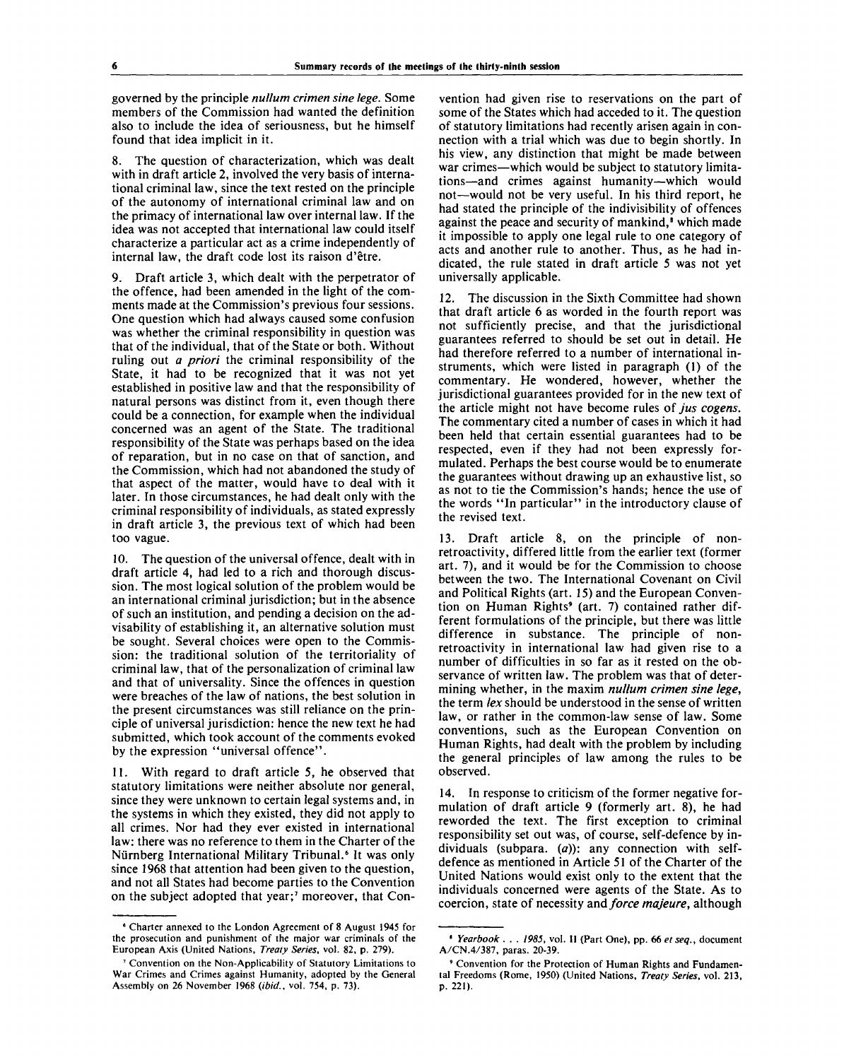governed by the principle *nullum crimen sine lege*. Some members of the Commission had wanted the definition also to include the idea of seriousness, but he himself found that idea implicit in it.

8. The question of characterization, which was dealt with in draft article 2, involved the very basis of international criminal law, since the text rested on the principle of the autonomy of international criminal law and on the primacy of international law over internal law. If the idea was not accepted that international law could itself characterize a particular act as a crime independently of internal law, the draft code lost its raison d'être.

9. Draft article 3, which dealt with the perpetrator of the offence, had been amended in the light of the comments made at the Commission's previous four sessions. One question which had always caused some confusion was whether the criminal responsibility in question was that of the individual, that of the State or both. Without ruling out *a priori* the criminal responsibility of the State, it had to be recognized that it was not yet established in positive law and that the responsibility of natural persons was distinct from it, even though there could be a connection, for example when the individual concerned was an agent of the State. The traditional responsibility of the State was perhaps based on the idea of reparation, but in no case on that of sanction, and the Commission, which had not abandoned the study of that aspect of the matter, would have to deal with it later. In those circumstances, he had dealt only with the criminal responsibility of individuals, as stated expressly in draft article 3, the previous text of which had been too vague.

10. The question of the universal offence, dealt with in draft article 4, had led to a rich and thorough discussion. The most logical solution of the problem would be an international criminal jurisdiction; but in the absence of such an institution, and pending a decision on the advisability of establishing it, an alternative solution must be sought. Several choices were open to the Commission: the traditional solution of the territoriality of criminal law, that of the personalization of criminal law and that of universality. Since the offences in question were breaches of the law of nations, the best solution in the present circumstances was still reliance on the principle of universal jurisdiction: hence the new text he had submitted, which took account of the comments evoked by the expression "universal offence".

11. With regard to draft article 5, he observed that statutory limitations were neither absolute nor general, since they were unknown to certain legal systems and, in the systems in which they existed, they did not apply to all crimes. Nor had they ever existed in international law: there was no reference to them in the Charter of the Nürnberg International Military Tribunal.[6] It was only since 1968 that attention had been given to the question, and not all States had become parties to the Convention on the subject adopted that year;[7] moreover, that Convention had given rise to reservations on the part of some of the States which had acceded to it. The question of statutory limitations had recently arisen again in connection with a trial which was due to begin shortly. In his view, any distinction that might be made between war crimes—which would be subject to statutory limitations—and crimes against humanity—which would not—would not be very useful. In his third report, he had stated the principle of the indivisibility of offences against the peace and security of mankind,[8] which made it impossible to apply one legal rule to one category of acts and another rule to another. Thus, as he had indicated, the rule stated in draft article 5 was not yet universally applicable.

12. The discussion in the Sixth Committee had shown that draft article 6 as worded in the fourth report was not sufficiently precise, and that the jurisdictional guarantees referred to should be set out in detail. He had therefore referred to a number of international instruments, which were listed in paragraph (1) of the commentary. He wondered, however, whether the jurisdictional guarantees provided for in the new text of the article might not have become rules of *jus cogens*. The commentary cited a number of cases in which it had been held that certain essential guarantees had to be respected, even if they had not been expressly formulated. Perhaps the best course would be to enumerate the guarantees without drawing up an exhaustive list, so as not to tie the Commission's hands; hence the use of the words "In particular" in the introductory clause of the revised text.

13. Draft article 8, on the principle of non-retroactivity, differed little from the earlier text (former art. 7), and it would be for the Commission to choose between the two. The International Covenant on Civil and Political Rights (art. 15) and the European Convention on Human Rights[9] (art. 7) contained rather different formulations of the principle, but there was little difference in substance. The principle of non-retroactivity in international law had given rise to a number of difficulties in so far as it rested on the observance of written law. The problem was that of determining whether, in the maxim *nullum crimen sine lege*, the term *lex* should be understood in the sense of written law, or rather in the common-law sense of law. Some conventions, such as the European Convention on Human Rights, had dealt with the problem by including the general principles of law among the rules to be observed.

14. In response to criticism of the former negative formulation of draft article 9 (formerly art. 8), he had reworded the text. The first exception to criminal responsibility set out was, of course, self-defence by individuals (subpara. (*a*)): any connection with self-defence as mentioned in Article 51 of the Charter of the United Nations would exist only to the extent that the individuals concerned were agents of the State. As to coercion, state of necessity and *force majeure*, although

---

[6] Charter annexed to the London Agreement of 8 August 1945 for the prosecution and punishment of the major war criminals of the European Axis (United Nations, *Treaty Series*, vol. 82, p. 279).

[7] Convention on the Non-Applicability of Statutory Limitations to War Crimes and Crimes against Humanity, adopted by the General Assembly on 26 November 1968 (*ibid.*, vol. 754, p. 73).

[8] *Yearbook . . . 1985*, vol. II (Part One), pp. 66 *et seq.*, document A/CN.4/387, paras. 20-39.

[9] Convention for the Protection of Human Rights and Fundamental Freedoms (Rome, 1950) (United Nations, *Treaty Series*, vol. 213, p. 221).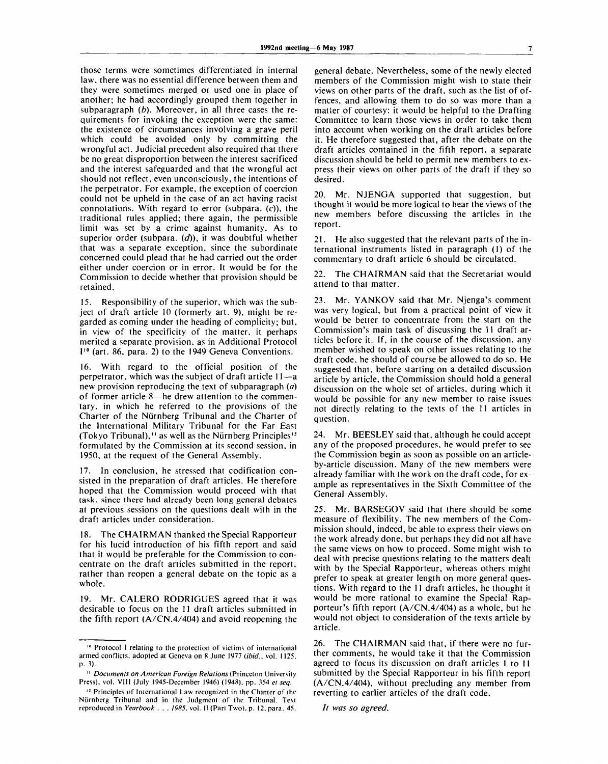those terms were sometimes differentiated in internal law, there was no essential difference between them and they were sometimes merged or used one in place of another; he had accordingly grouped them together in subparagraph (*b*). Moreover, in all three cases the requirements for invoking the exception were the same: the existence of circumstances involving a grave peril which could be avoided only by committing the wrongful act. Judicial precedent also required that there be no great disproportion between the interest sacrificed and the interest safeguarded and that the wrongful act should not reflect, even unconsciously, the intentions of the perpetrator. For example, the exception of coercion could not be upheld in the case of an act having racist connotations. With regard to error (subpara. (*c*)), the traditional rules applied; there again, the permissible limit was set by a crime against humanity. As to superior order (subpara. (*d*)), it was doubtful whether that was a separate exception, since the subordinate concerned could plead that he had carried out the order either under coercion or in error. It would be for the Commission to decide whether that provision should be retained.

15. Responsibility of the superior, which was the subject of draft article 10 (formerly art. 9), might be regarded as coming under the heading of complicity; but, in view of the specificity of the matter, it perhaps merited a separate provision, as in Additional Protocol I[10] (art. 86, para. 2) to the 1949 Geneva Conventions.

16. With regard to the official position of the perpetrator, which was the subject of draft article 11—a new provision reproducing the text of subparagraph (*a*) of former article 8—he drew attention to the commentary, in which he referred to the provisions of the Charter of the Nürnberg Tribunal and the Charter of the International Military Tribunal for the Far East (Tokyo Tribunal),[11] as well as the Nürnberg Principles[12] formulated by the Commission at its second session, in 1950, at the request of the General Assembly.

17. In conclusion, he stressed that codification consisted in the preparation of draft articles. He therefore hoped that the Commission would proceed with that task, since there had already been long general debates at previous sessions on the questions dealt with in the draft articles under consideration.

18. The CHAIRMAN thanked the Special Rapporteur for his lucid introduction of his fifth report and said that it would be preferable for the Commission to concentrate on the draft articles submitted in the report, rather than reopen a general debate on the topic as a whole.

19. Mr. CALERO RODRIGUES agreed that it was desirable to focus on the 11 draft articles submitted in the fifth report (A/CN.4/404) and avoid reopening the general debate. Nevertheless, some of the newly elected members of the Commission might wish to state their views on other parts of the draft, such as the list of offences, and allowing them to do so was more than a matter of courtesy: it would be helpful to the Drafting Committee to learn those views in order to take them into account when working on the draft articles before it. He therefore suggested that, after the debate on the draft articles contained in the fifth report, a separate discussion should be held to permit new members to express their views on other parts of the draft if they so desired.

20. Mr. NJENGA supported that suggestion, but thought it would be more logical to hear the views of the new members before discussing the articles in the report.

21. He also suggested that the relevant parts of the international instruments listed in paragraph (1) of the commentary to draft article 6 should be circulated.

22. The CHAIRMAN said that the Secretariat would attend to that matter.

23. Mr. YANKOV said that Mr. Njenga's comment was very logical, but from a practical point of view it would be better to concentrate from the start on the Commission's main task of discussing the 11 draft articles before it. If, in the course of the discussion, any member wished to speak on other issues relating to the draft code, he should of course be allowed to do so. He suggested that, before starting on a detailed discussion article by article, the Commission should hold a general discussion on the whole set of articles, during which it would be possible for any new member to raise issues not directly relating to the texts of the 11 articles in question.

24. Mr. BEESLEY said that, although he could accept any of the proposed procedures, he would prefer to see the Commission begin as soon as possible on an article-by-article discussion. Many of the new members were already familiar with the work on the draft code, for example as representatives in the Sixth Committee of the General Assembly.

25. Mr. BARSEGOV said that there should be some measure of flexibility. The new members of the Commission should, indeed, be able to express their views on the work already done, but perhaps they did not all have the same views on how to proceed. Some might wish to deal with precise questions relating to the matters dealt with by the Special Rapporteur, whereas others might prefer to speak at greater length on more general questions. With regard to the 11 draft articles, he thought it would be more rational to examine the Special Rapporteur's fifth report (A/CN.4/404) as a whole, but he would not object to consideration of the texts article by article.

26. The CHAIRMAN said that, if there were no further comments, he would take it that the Commission agreed to focus its discussion on draft articles 1 to 11 submitted by the Special Rapporteur in his fifth report (A/CN.4/404), without precluding any member from reverting to earlier articles of the draft code.

*It was so agreed.*

---

[10] Protocol I relating to the protection of victims of international armed conflicts, adopted at Geneva on 8 June 1977 (*ibid.*, vol. 1125, p. 3).

[11] *Documents on American Foreign Relations* (Princeton University Press), vol. VIII (July 1945-December 1946) (1948), pp. 354 *et seq.*

[12] Principles of International Law recognized in the Charter of the Nürnberg Tribunal and in the Judgment of the Tribunal. Text reproduced in *Yearbook . . . 1985*, vol. II (Part Two), p. 12, para. 45.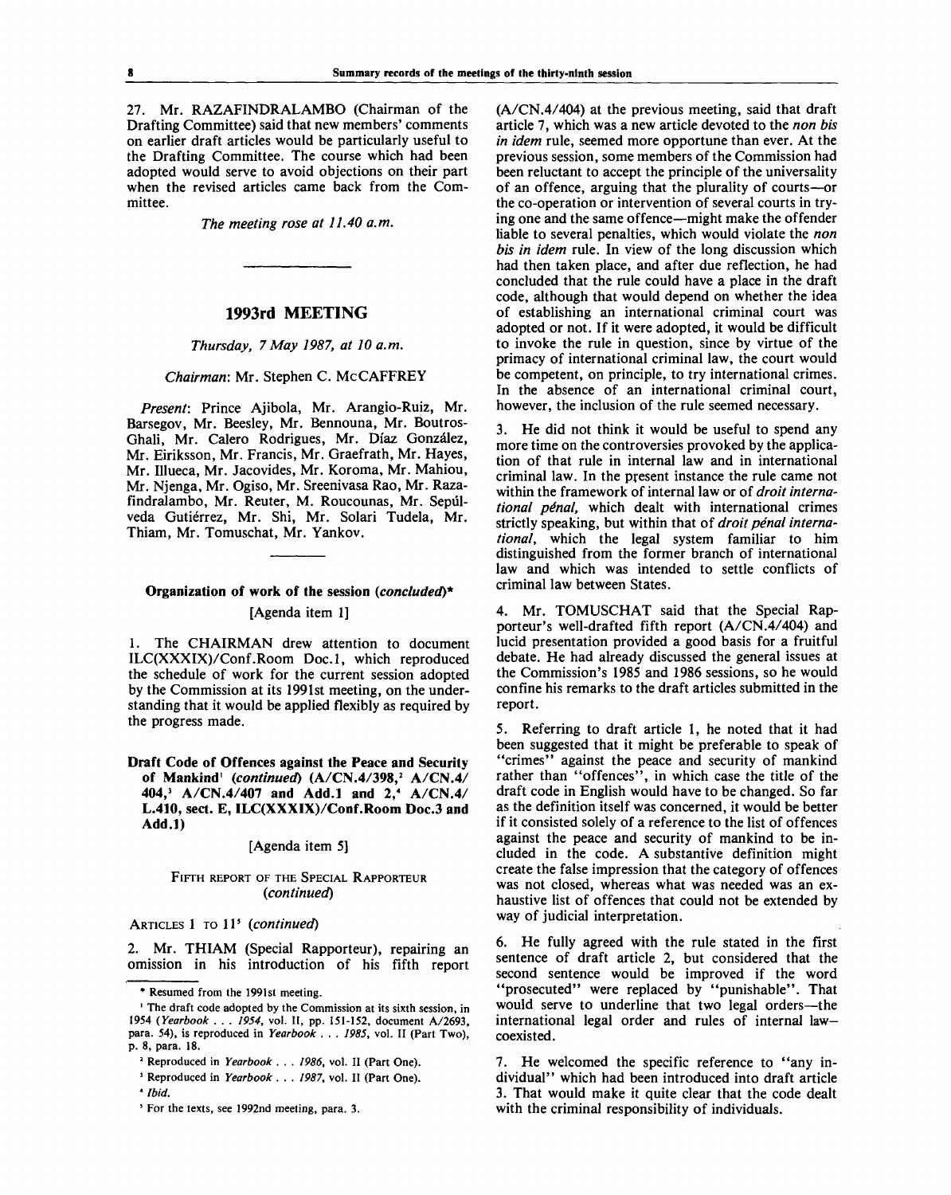27. Mr. RAZAFINDRALAMBO (Chairman of the Drafting Committee) said that new members' comments on earlier draft articles would be particularly useful to the Drafting Committee. The course which had been adopted would serve to avoid objections on their part when the revised articles came back from the Committee.

*The meeting rose at 11.40 a.m.*

---

## 1993rd MEETING

*Thursday, 7 May 1987, at 10 a.m.*

*Chairman*: Mr. Stephen C. McCAFFREY

*Present*: Prince Ajibola, Mr. Arangio-Ruiz, Mr. Barsegov, Mr. Beesley, Mr. Bennouna, Mr. Boutros-Ghali, Mr. Calero Rodrigues, Mr. Díaz González, Mr. Eiriksson, Mr. Francis, Mr. Graefrath, Mr. Hayes, Mr. Illueca, Mr. Jacovides, Mr. Koroma, Mr. Mahiou, Mr. Njenga, Mr. Ogiso, Mr. Sreenivasa Rao, Mr. Razafindralambo, Mr. Reuter, M. Roucounas, Mr. Sepúlveda Gutiérrez, Mr. Shi, Mr. Solari Tudela, Mr. Thiam, Mr. Tomuschat, Mr. Yankov.

---

### Organization of work of the session (*concluded*)*

[Agenda item 1]

1. The CHAIRMAN drew attention to document ILC(XXXIX)/Conf.Room Doc.1, which reproduced the schedule of work for the current session adopted by the Commission at its 1991st meeting, on the understanding that it would be applied flexibly as required by the progress made.

### Draft Code of Offences against the Peace and Security of Mankind[1] (*continued*) (A/CN.4/398,[2] A/CN.4/404,[3] A/CN.4/407 and Add.1 and 2,[4] A/CN.4/L.410, sect. E, ILC(XXXIX)/Conf.Room Doc.3 and Add.1)

[Agenda item 5]

#### Fifth report of the Special Rapporteur (*continued*)

Articles 1 to 11[5] (*continued*)

2. Mr. THIAM (Special Rapporteur), repairing an omission in his introduction of his fifth report (A/CN.4/404) at the previous meeting, said that draft article 7, which was a new article devoted to the *non bis in idem* rule, seemed more opportune than ever. At the previous session, some members of the Commission had been reluctant to accept the principle of the universality of an offence, arguing that the plurality of courts—or the co-operation or intervention of several courts in trying one and the same offence—might make the offender liable to several penalties, which would violate the *non bis in idem* rule. In view of the long discussion which had then taken place, and after due reflection, he had concluded that the rule could have a place in the draft code, although that would depend on whether the idea of establishing an international criminal court was adopted or not. If it were adopted, it would be difficult to invoke the rule in question, since by virtue of the primacy of international criminal law, the court would be competent, on principle, to try international crimes. In the absence of an international criminal court, however, the inclusion of the rule seemed necessary.

3. He did not think it would be useful to spend any more time on the controversies provoked by the application of that rule in internal law and in international criminal law. In the present instance the rule came not within the framework of internal law or of *droit international pénal*, which dealt with international crimes strictly speaking, but within that of *droit pénal international*, which the legal system familiar to him distinguished from the former branch of international law and which was intended to settle conflicts of criminal law between States.

4. Mr. TOMUSCHAT said that the Special Rapporteur's well-drafted fifth report (A/CN.4/404) and lucid presentation provided a good basis for a fruitful debate. He had already discussed the general issues at the Commission's 1985 and 1986 sessions, so he would confine his remarks to the draft articles submitted in the report.

5. Referring to draft article 1, he noted that it had been suggested that it might be preferable to speak of "crimes" against the peace and security of mankind rather than "offences", in which case the title of the draft code in English would have to be changed. So far as the definition itself was concerned, it would be better if it consisted solely of a reference to the list of offences against the peace and security of mankind to be included in the code. A substantive definition might create the false impression that the category of offences was not closed, whereas what was needed was an exhaustive list of offences that could not be extended by way of judicial interpretation.

6. He fully agreed with the rule stated in the first sentence of draft article 2, but considered that the second sentence would be improved if the word "prosecuted" were replaced by "punishable". That would serve to underline that two legal orders—the international legal order and rules of internal law—coexisted.

7. He welcomed the specific reference to "any individual" which had been introduced into draft article 3. That would make it quite clear that the code dealt with the criminal responsibility of individuals.

---

\* Resumed from the 1991st meeting.

[1] The draft code adopted by the Commission at its sixth session, in 1954 (*Yearbook ... 1954*, vol. II, pp. 151-152, document A/2693, para. 54), is reproduced in *Yearbook ... 1985*, vol. II (Part Two), p. 8, para. 18.

[2] Reproduced in *Yearbook ... 1986*, vol. II (Part One).

[3] Reproduced in *Yearbook ... 1987*, vol. II (Part One).

[4] *Ibid.*

[5] For the texts, see 1992nd meeting, para. 3.